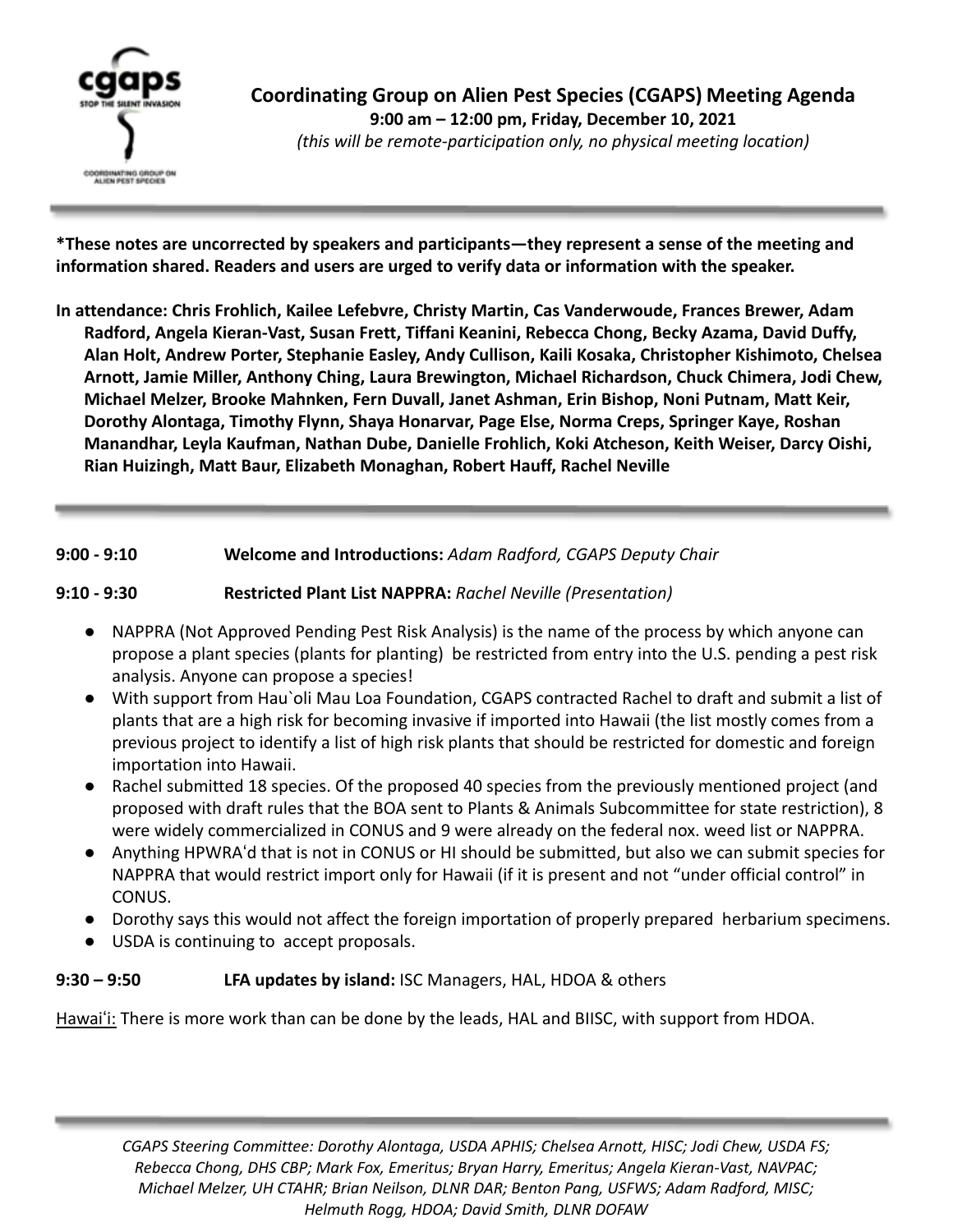# Coordinating Group on Alien Pest Species (CGAPS) Meeting Agenda

**9:00 am – 12:00 pm, Friday, December 10, 2021**

*(this will be remote-participation only, no physical meeting location)*

---

**\*These notes are uncorrected by speakers and participants—they represent a sense of the meeting and information shared. Readers and users are urged to verify data or information with the speaker.**

**In attendance: Chris Frohlich, Kailee Lefebvre, Christy Martin, Cas Vanderwoude, Frances Brewer, Adam Radford, Angela Kieran-Vast, Susan Frett, Tiffani Keanini, Rebecca Chong, Becky Azama, David Duffy, Alan Holt, Andrew Porter, Stephanie Easley, Andy Cullison, Kaili Kosaka, Christopher Kishimoto, Chelsea Arnott, Jamie Miller, Anthony Ching, Laura Brewington, Michael Richardson, Chuck Chimera, Jodi Chew, Michael Melzer, Brooke Mahnken, Fern Duvall, Janet Ashman, Erin Bishop, Noni Putnam, Matt Keir, Dorothy Alontaga, Timothy Flynn, Shaya Honarvar, Page Else, Norma Creps, Springer Kaye, Roshan Manandhar, Leyla Kaufman, Nathan Dube, Danielle Frohlich, Koki Atcheson, Keith Weiser, Darcy Oishi, Rian Huizingh, Matt Baur, Elizabeth Monaghan, Robert Hauff, Rachel Neville**

---

**9:00 - 9:10** **Welcome and Introductions:** *Adam Radford, CGAPS Deputy Chair*

**9:10 - 9:30** **Restricted Plant List NAPPRA:** *Rachel Neville (Presentation)*

- NAPPRA (Not Approved Pending Pest Risk Analysis) is the name of the process by which anyone can propose a plant species (plants for planting) be restricted from entry into the U.S. pending a pest risk analysis. Anyone can propose a species!
- With support from Hau`oli Mau Loa Foundation, CGAPS contracted Rachel to draft and submit a list of plants that are a high risk for becoming invasive if imported into Hawaii (the list mostly comes from a previous project to identify a list of high risk plants that should be restricted for domestic and foreign importation into Hawaii.
- Rachel submitted 18 species. Of the proposed 40 species from the previously mentioned project (and proposed with draft rules that the BOA sent to Plants & Animals Subcommittee for state restriction), 8 were widely commercialized in CONUS and 9 were already on the federal nox. weed list or NAPPRA.
- Anything HPWRAʻd that is not in CONUS or HI should be submitted, but also we can submit species for NAPPRA that would restrict import only for Hawaii (if it is present and not "under official control" in CONUS.
- Dorothy says this would not affect the foreign importation of properly prepared herbarium specimens.
- USDA is continuing to accept proposals.

**9:30 – 9:50** **LFA updates by island:** ISC Managers, HAL, HDOA & others

Hawaiʻi: There is more work than can be done by the leads, HAL and BIISC, with support from HDOA.

---

*CGAPS Steering Committee: Dorothy Alontaga, USDA APHIS; Chelsea Arnott, HISC; Jodi Chew, USDA FS; Rebecca Chong, DHS CBP; Mark Fox, Emeritus; Bryan Harry, Emeritus; Angela Kieran-Vast, NAVPAC; Michael Melzer, UH CTAHR; Brian Neilson, DLNR DAR; Benton Pang, USFWS; Adam Radford, MISC; Helmuth Rogg, HDOA; David Smith, DLNR DOFAW*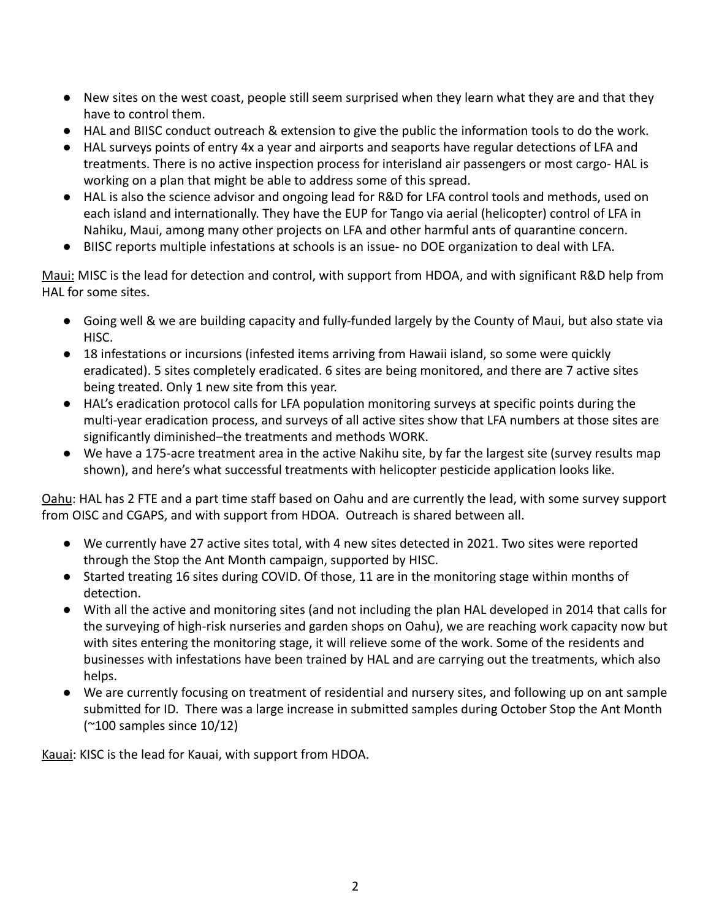- New sites on the west coast, people still seem surprised when they learn what they are and that they have to control them.
- HAL and BIISC conduct outreach & extension to give the public the information tools to do the work.
- HAL surveys points of entry 4x a year and airports and seaports have regular detections of LFA and treatments. There is no active inspection process for interisland air passengers or most cargo- HAL is working on a plan that might be able to address some of this spread.
- HAL is also the science advisor and ongoing lead for R&D for LFA control tools and methods, used on each island and internationally. They have the EUP for Tango via aerial (helicopter) control of LFA in Nahiku, Maui, among many other projects on LFA and other harmful ants of quarantine concern.
- BIISC reports multiple infestations at schools is an issue- no DOE organization to deal with LFA.

Maui: MISC is the lead for detection and control, with support from HDOA, and with significant R&D help from HAL for some sites.

- Going well & we are building capacity and fully-funded largely by the County of Maui, but also state via HISC.
- 18 infestations or incursions (infested items arriving from Hawaii island, so some were quickly eradicated). 5 sites completely eradicated. 6 sites are being monitored, and there are 7 active sites being treated. Only 1 new site from this year.
- HAL's eradication protocol calls for LFA population monitoring surveys at specific points during the multi-year eradication process, and surveys of all active sites show that LFA numbers at those sites are significantly diminished–the treatments and methods WORK.
- We have a 175-acre treatment area in the active Nakihu site, by far the largest site (survey results map shown), and here's what successful treatments with helicopter pesticide application looks like.

Oahu: HAL has 2 FTE and a part time staff based on Oahu and are currently the lead, with some survey support from OISC and CGAPS, and with support from HDOA. Outreach is shared between all.

- We currently have 27 active sites total, with 4 new sites detected in 2021. Two sites were reported through the Stop the Ant Month campaign, supported by HISC.
- Started treating 16 sites during COVID. Of those, 11 are in the monitoring stage within months of detection.
- With all the active and monitoring sites (and not including the plan HAL developed in 2014 that calls for the surveying of high-risk nurseries and garden shops on Oahu), we are reaching work capacity now but with sites entering the monitoring stage, it will relieve some of the work. Some of the residents and businesses with infestations have been trained by HAL and are carrying out the treatments, which also helps.
- We are currently focusing on treatment of residential and nursery sites, and following up on ant sample submitted for ID. There was a large increase in submitted samples during October Stop the Ant Month (~100 samples since 10/12)

Kauai: KISC is the lead for Kauai, with support from HDOA.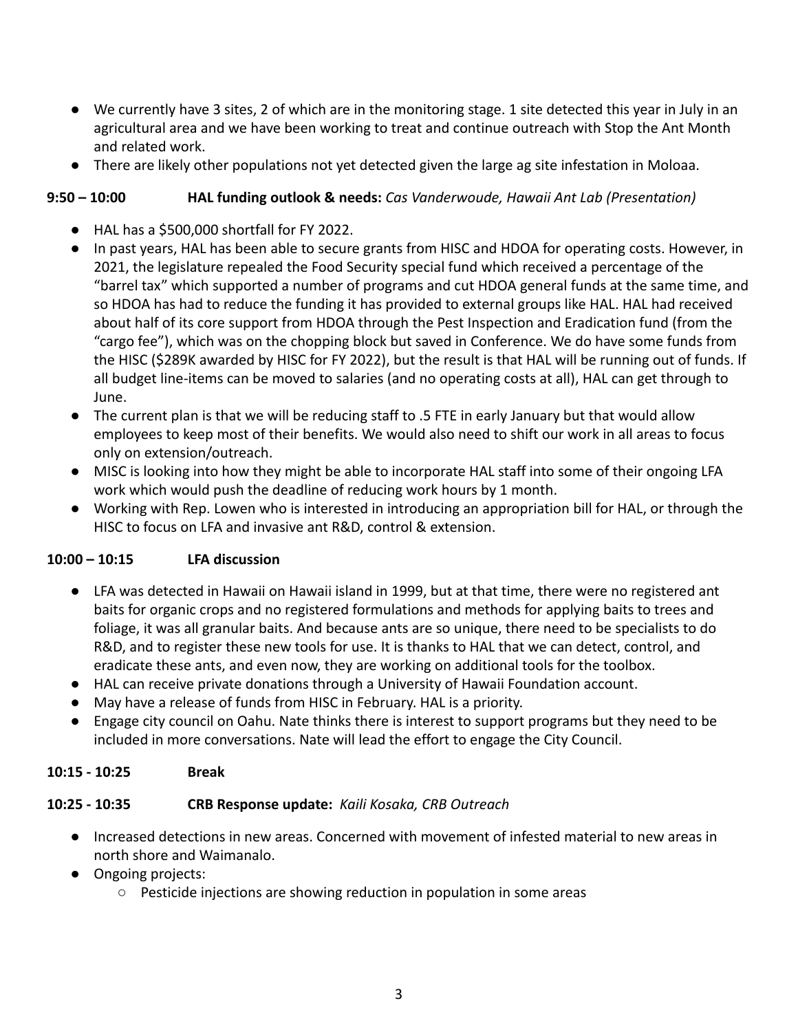- We currently have 3 sites, 2 of which are in the monitoring stage. 1 site detected this year in July in an agricultural area and we have been working to treat and continue outreach with Stop the Ant Month and related work.
- There are likely other populations not yet detected given the large ag site infestation in Moloaa.

**9:50 – 10:00 HAL funding outlook & needs:** *Cas Vanderwoude, Hawaii Ant Lab (Presentation)*

- HAL has a $500,000 shortfall for FY 2022.
- In past years, HAL has been able to secure grants from HISC and HDOA for operating costs. However, in 2021, the legislature repealed the Food Security special fund which received a percentage of the "barrel tax" which supported a number of programs and cut HDOA general funds at the same time, and so HDOA has had to reduce the funding it has provided to external groups like HAL. HAL had received about half of its core support from HDOA through the Pest Inspection and Eradication fund (from the "cargo fee"), which was on the chopping block but saved in Conference. We do have some funds from the HISC ($289K awarded by HISC for FY 2022), but the result is that HAL will be running out of funds. If all budget line-items can be moved to salaries (and no operating costs at all), HAL can get through to June.
- The current plan is that we will be reducing staff to .5 FTE in early January but that would allow employees to keep most of their benefits. We would also need to shift our work in all areas to focus only on extension/outreach.
- MISC is looking into how they might be able to incorporate HAL staff into some of their ongoing LFA work which would push the deadline of reducing work hours by 1 month.
- Working with Rep. Lowen who is interested in introducing an appropriation bill for HAL, or through the HISC to focus on LFA and invasive ant R&D, control & extension.

**10:00 – 10:15 LFA discussion**

- LFA was detected in Hawaii on Hawaii island in 1999, but at that time, there were no registered ant baits for organic crops and no registered formulations and methods for applying baits to trees and foliage, it was all granular baits. And because ants are so unique, there need to be specialists to do R&D, and to register these new tools for use. It is thanks to HAL that we can detect, control, and eradicate these ants, and even now, they are working on additional tools for the toolbox.
- HAL can receive private donations through a University of Hawaii Foundation account.
- May have a release of funds from HISC in February. HAL is a priority.
- Engage city council on Oahu. Nate thinks there is interest to support programs but they need to be included in more conversations. Nate will lead the effort to engage the City Council.

**10:15 - 10:25 Break**

**10:25 - 10:35 CRB Response update:** *Kaili Kosaka, CRB Outreach*

- Increased detections in new areas. Concerned with movement of infested material to new areas in north shore and Waimanalo.
- Ongoing projects:
  - Pesticide injections are showing reduction in population in some areas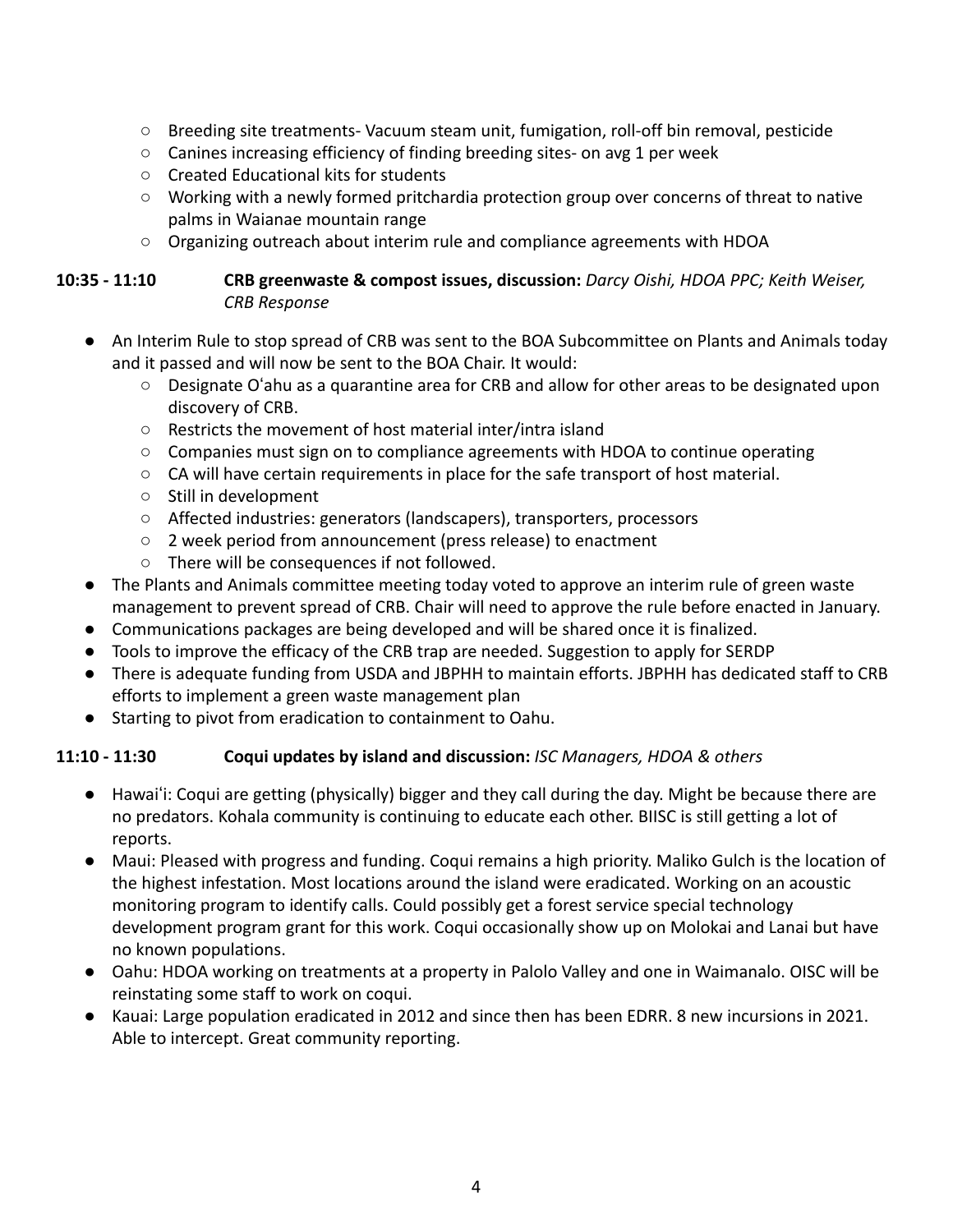- Breeding site treatments- Vacuum steam unit, fumigation, roll-off bin removal, pesticide
- Canines increasing efficiency of finding breeding sites- on avg 1 per week
- Created Educational kits for students
- Working with a newly formed pritchardia protection group over concerns of threat to native palms in Waianae mountain range
- Organizing outreach about interim rule and compliance agreements with HDOA

**10:35 - 11:10** **CRB greenwaste & compost issues, discussion:** *Darcy Oishi, HDOA PPC; Keith Weiser, CRB Response*

- An Interim Rule to stop spread of CRB was sent to the BOA Subcommittee on Plants and Animals today and it passed and will now be sent to the BOA Chair. It would:
  - Designate Oʻahu as a quarantine area for CRB and allow for other areas to be designated upon discovery of CRB.
  - Restricts the movement of host material inter/intra island
  - Companies must sign on to compliance agreements with HDOA to continue operating
  - CA will have certain requirements in place for the safe transport of host material.
  - Still in development
  - Affected industries: generators (landscapers), transporters, processors
  - 2 week period from announcement (press release) to enactment
  - There will be consequences if not followed.
- The Plants and Animals committee meeting today voted to approve an interim rule of green waste management to prevent spread of CRB. Chair will need to approve the rule before enacted in January.
- Communications packages are being developed and will be shared once it is finalized.
- Tools to improve the efficacy of the CRB trap are needed. Suggestion to apply for SERDP
- There is adequate funding from USDA and JBPHH to maintain efforts. JBPHH has dedicated staff to CRB efforts to implement a green waste management plan
- Starting to pivot from eradication to containment to Oahu.

**11:10 - 11:30** **Coqui updates by island and discussion:** *ISC Managers, HDOA & others*

- Hawaiʻi: Coqui are getting (physically) bigger and they call during the day. Might be because there are no predators. Kohala community is continuing to educate each other. BIISC is still getting a lot of reports.
- Maui: Pleased with progress and funding. Coqui remains a high priority. Maliko Gulch is the location of the highest infestation. Most locations around the island were eradicated. Working on an acoustic monitoring program to identify calls. Could possibly get a forest service special technology development program grant for this work. Coqui occasionally show up on Molokai and Lanai but have no known populations.
- Oahu: HDOA working on treatments at a property in Palolo Valley and one in Waimanalo. OISC will be reinstating some staff to work on coqui.
- Kauai: Large population eradicated in 2012 and since then has been EDRR. 8 new incursions in 2021. Able to intercept. Great community reporting.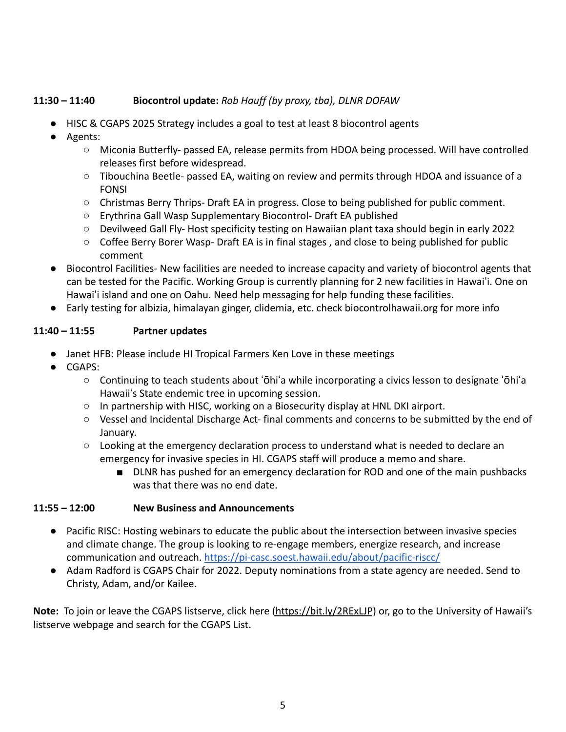**11:30 – 11:40 Biocontrol update:** *Rob Hauff (by proxy, tba), DLNR DOFAW*

- HISC & CGAPS 2025 Strategy includes a goal to test at least 8 biocontrol agents
- Agents:
    - Miconia Butterfly- passed EA, release permits from HDOA being processed. Will have controlled releases first before widespread.
    - Tibouchina Beetle- passed EA, waiting on review and permits through HDOA and issuance of a FONSI
    - Christmas Berry Thrips- Draft EA in progress. Close to being published for public comment.
    - Erythrina Gall Wasp Supplementary Biocontrol- Draft EA published
    - Devilweed Gall Fly- Host specificity testing on Hawaiian plant taxa should begin in early 2022
    - Coffee Berry Borer Wasp- Draft EA is in final stages , and close to being published for public comment
- Biocontrol Facilities- New facilities are needed to increase capacity and variety of biocontrol agents that can be tested for the Pacific. Working Group is currently planning for 2 new facilities in Hawaiʻi. One on Hawaiʻi island and one on Oahu. Need help messaging for help funding these facilities.
- Early testing for albizia, himalayan ginger, clidemia, etc. check biocontrolhawaii.org for more info

**11:40 – 11:55 Partner updates**

- Janet HFB: Please include HI Tropical Farmers Ken Love in these meetings
- CGAPS:
    - Continuing to teach students about ʻōhiʻa while incorporating a civics lesson to designate ʻŌhiʻa Hawaiiʻs State endemic tree in upcoming session.
    - In partnership with HISC, working on a Biosecurity display at HNL DKI airport.
    - Vessel and Incidental Discharge Act- final comments and concerns to be submitted by the end of January.
    - Looking at the emergency declaration process to understand what is needed to declare an emergency for invasive species in HI. CGAPS staff will produce a memo and share.
        - DLNR has pushed for an emergency declaration for ROD and one of the main pushbacks was that there was no end date.

**11:55 – 12:00 New Business and Announcements**

- Pacific RISC: Hosting webinars to educate the public about the intersection between invasive species and climate change. The group is looking to re-engage members, energize research, and increase communication and outreach. https://pi-casc.soest.hawaii.edu/about/pacific-riscc/
- Adam Radford is CGAPS Chair for 2022. Deputy nominations from a state agency are needed. Send to Christy, Adam, and/or Kailee.

**Note:** To join or leave the CGAPS listserve, click here (https://bit.ly/2RExLJP) or, go to the University of Hawaii's listserve webpage and search for the CGAPS List.